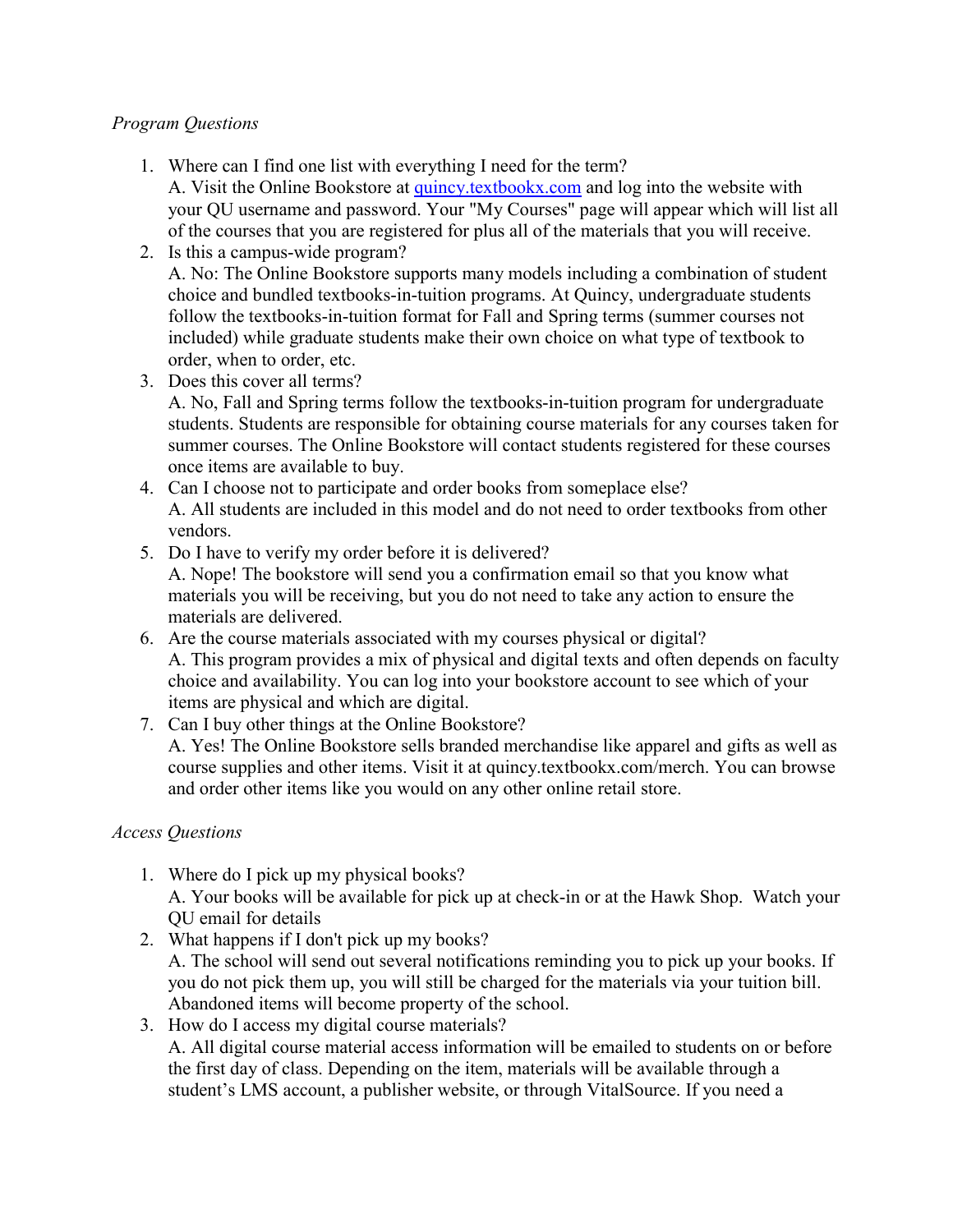*Program Questions*

1. Where can I find one list with everything I need for the term?
   A. Visit the Online Bookstore at [quincy.textbookx.com](quincy.textbookx.com) and log into the website with your QU username and password. Your "My Courses" page will appear which will list all of the courses that you are registered for plus all of the materials that you will receive.
2. Is this a campus-wide program?
   A. No: The Online Bookstore supports many models including a combination of student choice and bundled textbooks-in-tuition programs. At Quincy, undergraduate students follow the textbooks-in-tuition format for Fall and Spring terms (summer courses not included) while graduate students make their own choice on what type of textbook to order, when to order, etc.
3. Does this cover all terms?
   A. No, Fall and Spring terms follow the textbooks-in-tuition program for undergraduate students. Students are responsible for obtaining course materials for any courses taken for summer courses. The Online Bookstore will contact students registered for these courses once items are available to buy.
4. Can I choose not to participate and order books from someplace else?
   A. All students are included in this model and do not need to order textbooks from other vendors.
5. Do I have to verify my order before it is delivered?
   A. Nope! The bookstore will send you a confirmation email so that you know what materials you will be receiving, but you do not need to take any action to ensure the materials are delivered.
6. Are the course materials associated with my courses physical or digital?
   A. This program provides a mix of physical and digital texts and often depends on faculty choice and availability. You can log into your bookstore account to see which of your items are physical and which are digital.
7. Can I buy other things at the Online Bookstore?
   A. Yes! The Online Bookstore sells branded merchandise like apparel and gifts as well as course supplies and other items. Visit it at quincy.textbookx.com/merch. You can browse and order other items like you would on any other online retail store.

*Access Questions*

1. Where do I pick up my physical books?
   A. Your books will be available for pick up at check-in or at the Hawk Shop. Watch your QU email for details
2. What happens if I don't pick up my books?
   A. The school will send out several notifications reminding you to pick up your books. If you do not pick them up, you will still be charged for the materials via your tuition bill. Abandoned items will become property of the school.
3. How do I access my digital course materials?
   A. All digital course material access information will be emailed to students on or before the first day of class. Depending on the item, materials will be available through a student's LMS account, a publisher website, or through VitalSource. If you need a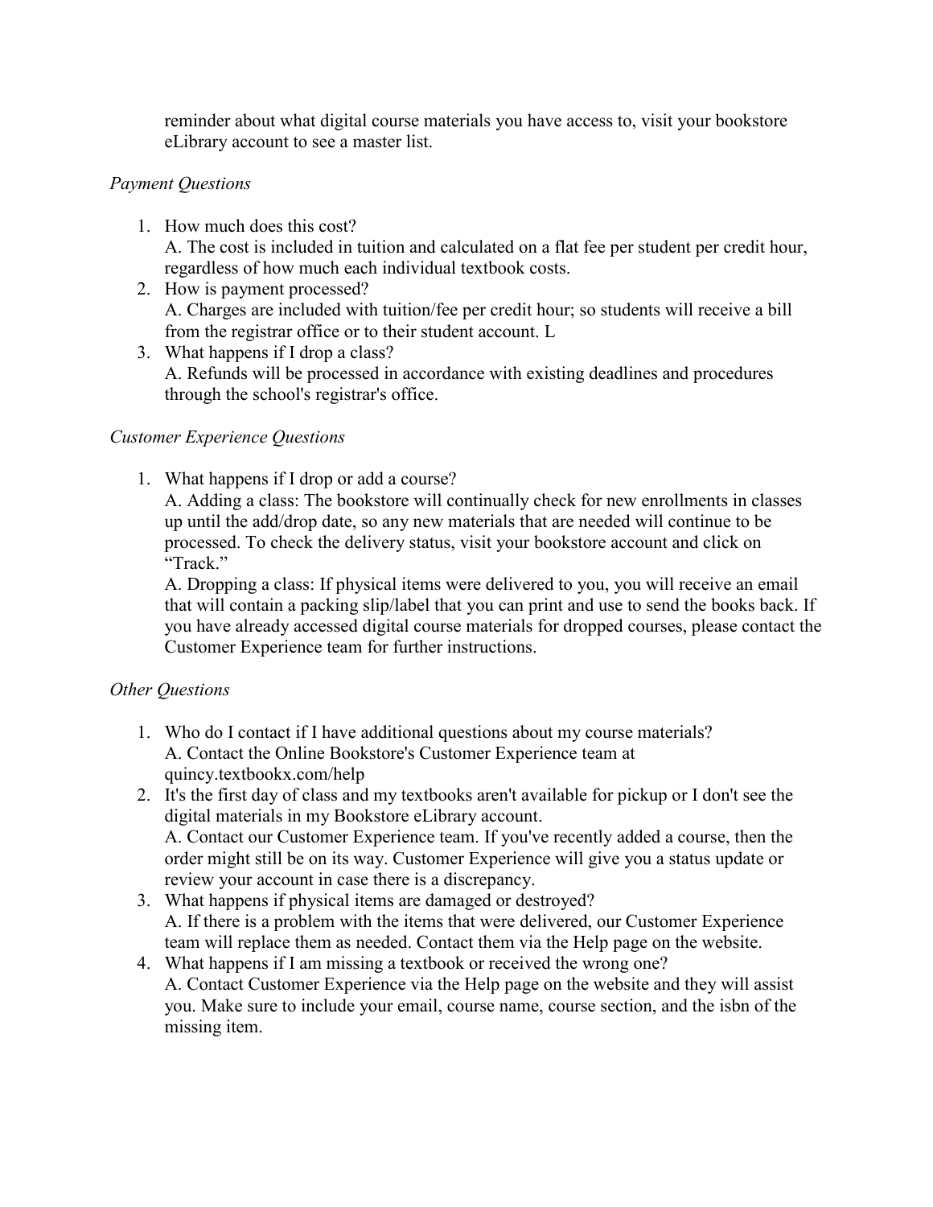reminder about what digital course materials you have access to, visit your bookstore eLibrary account to see a master list.

*Payment Questions*

1. How much does this cost?
   A. The cost is included in tuition and calculated on a flat fee per student per credit hour, regardless of how much each individual textbook costs.
2. How is payment processed?
   A. Charges are included with tuition/fee per credit hour; so students will receive a bill from the registrar office or to their student account. L
3. What happens if I drop a class?
   A. Refunds will be processed in accordance with existing deadlines and procedures through the school's registrar's office.

*Customer Experience Questions*

1. What happens if I drop or add a course?
   A. Adding a class: The bookstore will continually check for new enrollments in classes up until the add/drop date, so any new materials that are needed will continue to be processed. To check the delivery status, visit your bookstore account and click on "Track."
   A. Dropping a class: If physical items were delivered to you, you will receive an email that will contain a packing slip/label that you can print and use to send the books back. If you have already accessed digital course materials for dropped courses, please contact the Customer Experience team for further instructions.

*Other Questions*

1. Who do I contact if I have additional questions about my course materials?
   A. Contact the Online Bookstore's Customer Experience team at quincy.textbookx.com/help
2. It's the first day of class and my textbooks aren't available for pickup or I don't see the digital materials in my Bookstore eLibrary account.
   A. Contact our Customer Experience team. If you've recently added a course, then the order might still be on its way. Customer Experience will give you a status update or review your account in case there is a discrepancy.
3. What happens if physical items are damaged or destroyed?
   A. If there is a problem with the items that were delivered, our Customer Experience team will replace them as needed. Contact them via the Help page on the website.
4. What happens if I am missing a textbook or received the wrong one?
   A. Contact Customer Experience via the Help page on the website and they will assist you. Make sure to include your email, course name, course section, and the isbn of the missing item.